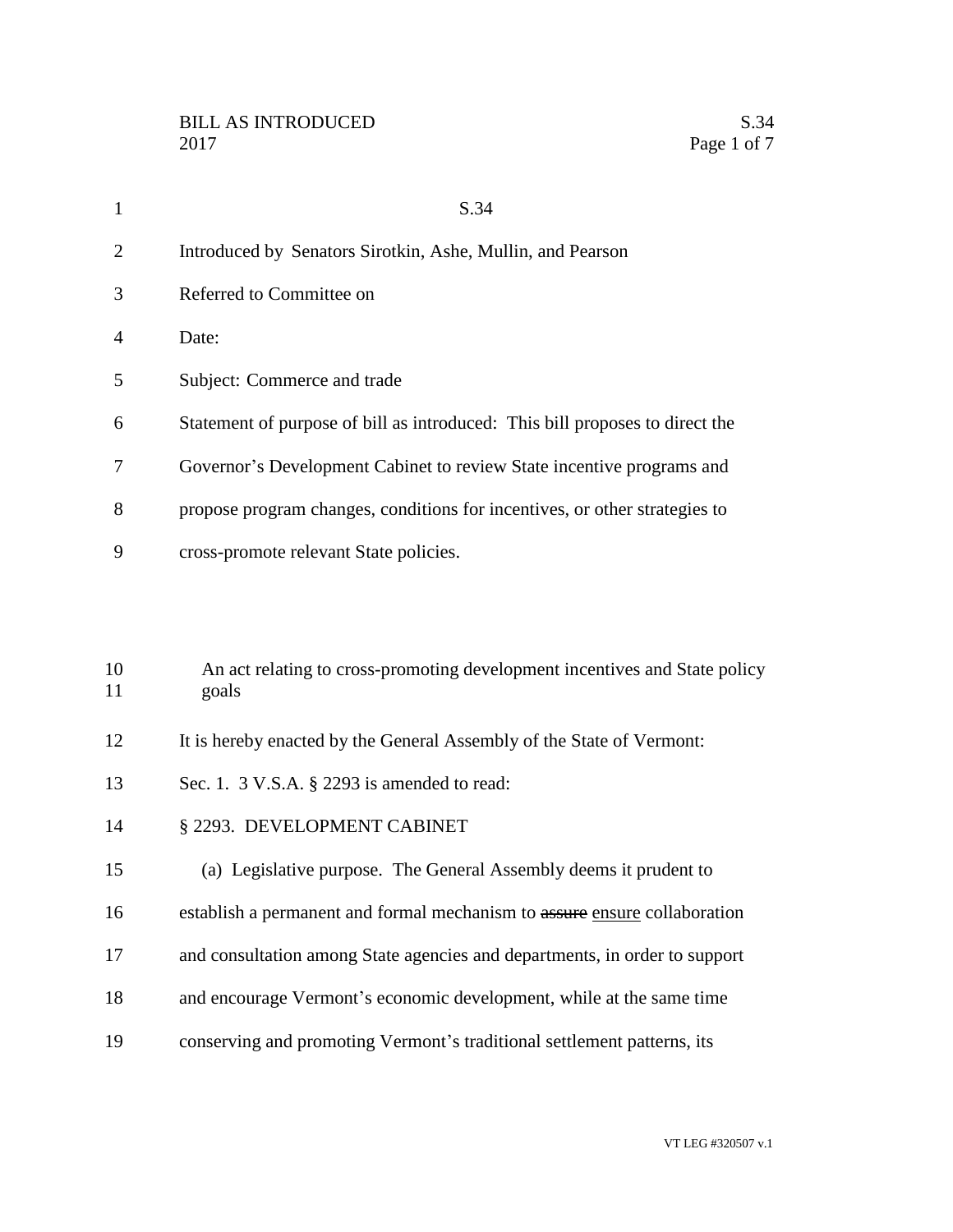BILL AS INTRODUCED
2017

S.34

Introduced by Senators Sirotkin, Ashe, Mullin, and Pearson

Referred to Committee on

Date:

Subject: Commerce and trade

Statement of purpose of bill as introduced: This bill proposes to direct the Governor's Development Cabinet to review State incentive programs and propose program changes, conditions for incentives, or other strategies to cross-promote relevant State policies.

An act relating to cross-promoting development incentives and State policy goals

It is hereby enacted by the General Assembly of the State of Vermont:

Sec. 1. 3 V.S.A. § 2293 is amended to read:

§ 2293. DEVELOPMENT CABINET

(a) Legislative purpose. The General Assembly deems it prudent to establish a permanent and formal mechanism to ~~assure~~ <u>ensure</u> collaboration and consultation among State agencies and departments, in order to support and encourage Vermont's economic development, while at the same time conserving and promoting Vermont's traditional settlement patterns, its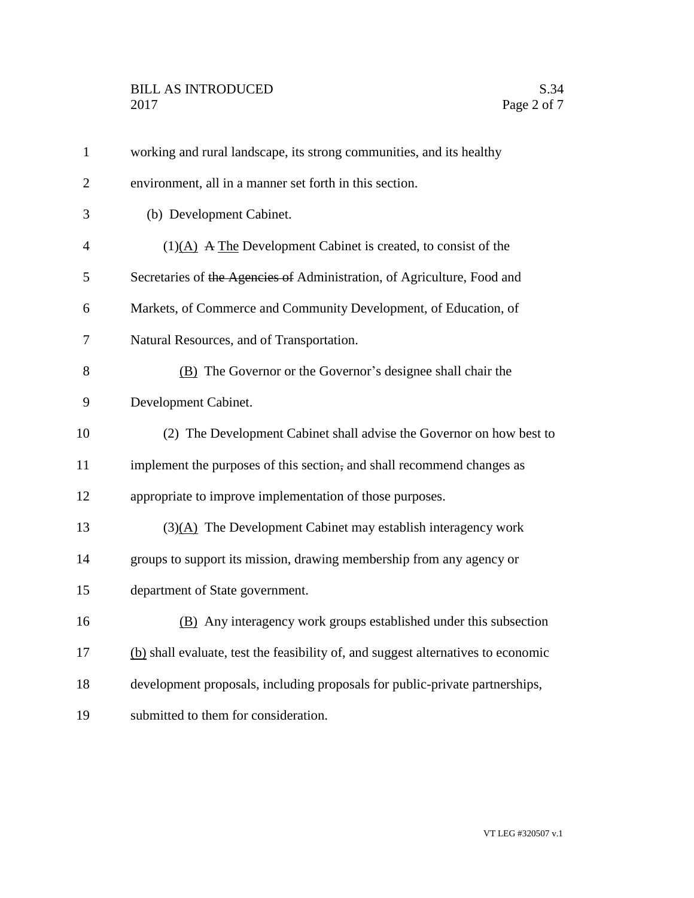working and rural landscape, its strong communities, and its healthy environment, all in a manner set forth in this section.

(b) Development Cabinet.

(1)<u>(A)</u> ~~A~~ <u>The</u> Development Cabinet is created, to consist of the Secretaries of ~~the Agencies of~~ Administration, of Agriculture, Food and Markets, of Commerce and Community Development, of Education, of Natural Resources, and of Transportation.

<u>(B)</u> The Governor or the Governor's designee shall chair the Development Cabinet.

(2) The Development Cabinet shall advise the Governor on how best to implement the purposes of this section~~,~~ and shall recommend changes as appropriate to improve implementation of those purposes.

(3)<u>(A)</u> The Development Cabinet may establish interagency work groups to support its mission, drawing membership from any agency or department of State government.

<u>(B)</u> Any interagency work groups established under this subsection <u>(b)</u> shall evaluate, test the feasibility of, and suggest alternatives to economic development proposals, including proposals for public-private partnerships, submitted to them for consideration.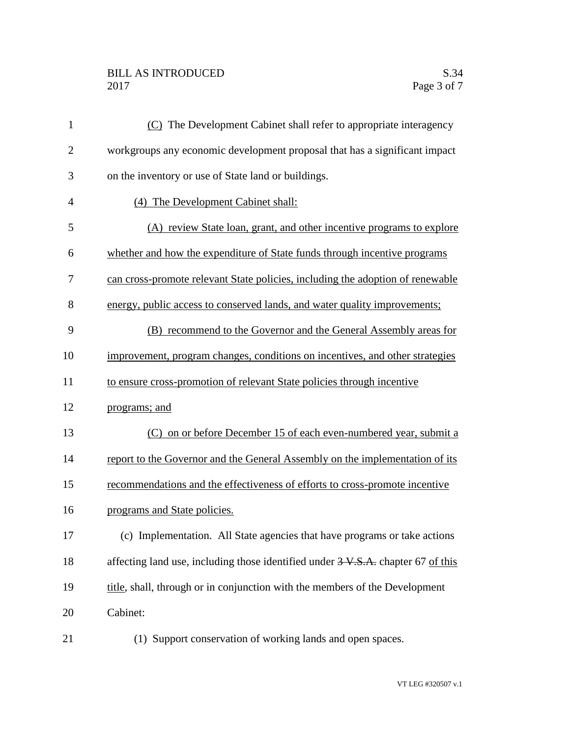(C) The Development Cabinet shall refer to appropriate interagency workgroups any economic development proposal that has a significant impact on the inventory or use of State land or buildings.

(4) The Development Cabinet shall:

(A) review State loan, grant, and other incentive programs to explore whether and how the expenditure of State funds through incentive programs can cross-promote relevant State policies, including the adoption of renewable energy, public access to conserved lands, and water quality improvements;

(B) recommend to the Governor and the General Assembly areas for improvement, program changes, conditions on incentives, and other strategies to ensure cross-promotion of relevant State policies through incentive programs; and

(C) on or before December 15 of each even-numbered year, submit a report to the Governor and the General Assembly on the implementation of its recommendations and the effectiveness of efforts to cross-promote incentive programs and State policies.

(c) Implementation. All State agencies that have programs or take actions affecting land use, including those identified under ~~3 V.S.A.~~ chapter 67 of this title, shall, through or in conjunction with the members of the Development Cabinet:

(1) Support conservation of working lands and open spaces.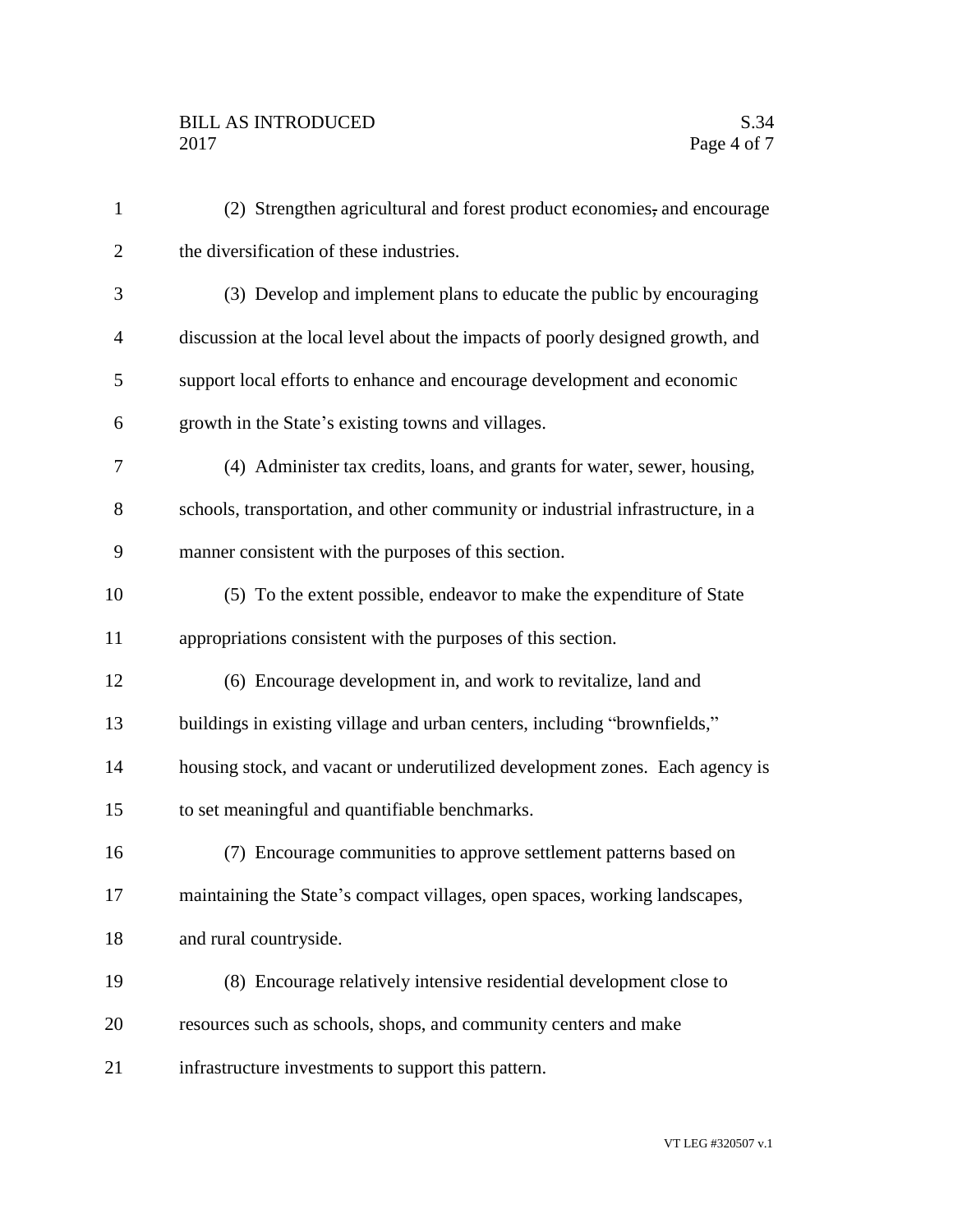(2) Strengthen agricultural and forest product economies, and encourage the diversification of these industries.

(3) Develop and implement plans to educate the public by encouraging discussion at the local level about the impacts of poorly designed growth, and support local efforts to enhance and encourage development and economic growth in the State's existing towns and villages.

(4) Administer tax credits, loans, and grants for water, sewer, housing, schools, transportation, and other community or industrial infrastructure, in a manner consistent with the purposes of this section.

(5) To the extent possible, endeavor to make the expenditure of State appropriations consistent with the purposes of this section.

(6) Encourage development in, and work to revitalize, land and buildings in existing village and urban centers, including "brownfields," housing stock, and vacant or underutilized development zones. Each agency is to set meaningful and quantifiable benchmarks.

(7) Encourage communities to approve settlement patterns based on maintaining the State's compact villages, open spaces, working landscapes, and rural countryside.

(8) Encourage relatively intensive residential development close to resources such as schools, shops, and community centers and make infrastructure investments to support this pattern.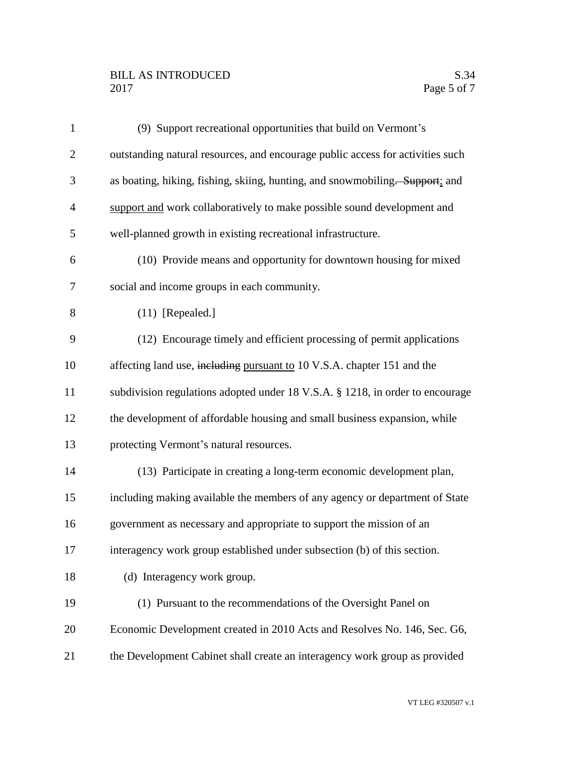(9) Support recreational opportunities that build on Vermont's outstanding natural resources, and encourage public access for activities such as boating, hiking, fishing, skiing, hunting, and snowmobiling~~. Support~~; and support and work collaboratively to make possible sound development and well-planned growth in existing recreational infrastructure.

(10) Provide means and opportunity for downtown housing for mixed social and income groups in each community.

(11) [Repealed.]

(12) Encourage timely and efficient processing of permit applications affecting land use, ~~including~~ pursuant to 10 V.S.A. chapter 151 and the subdivision regulations adopted under 18 V.S.A. § 1218, in order to encourage the development of affordable housing and small business expansion, while protecting Vermont's natural resources.

(13) Participate in creating a long-term economic development plan, including making available the members of any agency or department of State government as necessary and appropriate to support the mission of an interagency work group established under subsection (b) of this section.

(d) Interagency work group.

(1) Pursuant to the recommendations of the Oversight Panel on Economic Development created in 2010 Acts and Resolves No. 146, Sec. G6, the Development Cabinet shall create an interagency work group as provided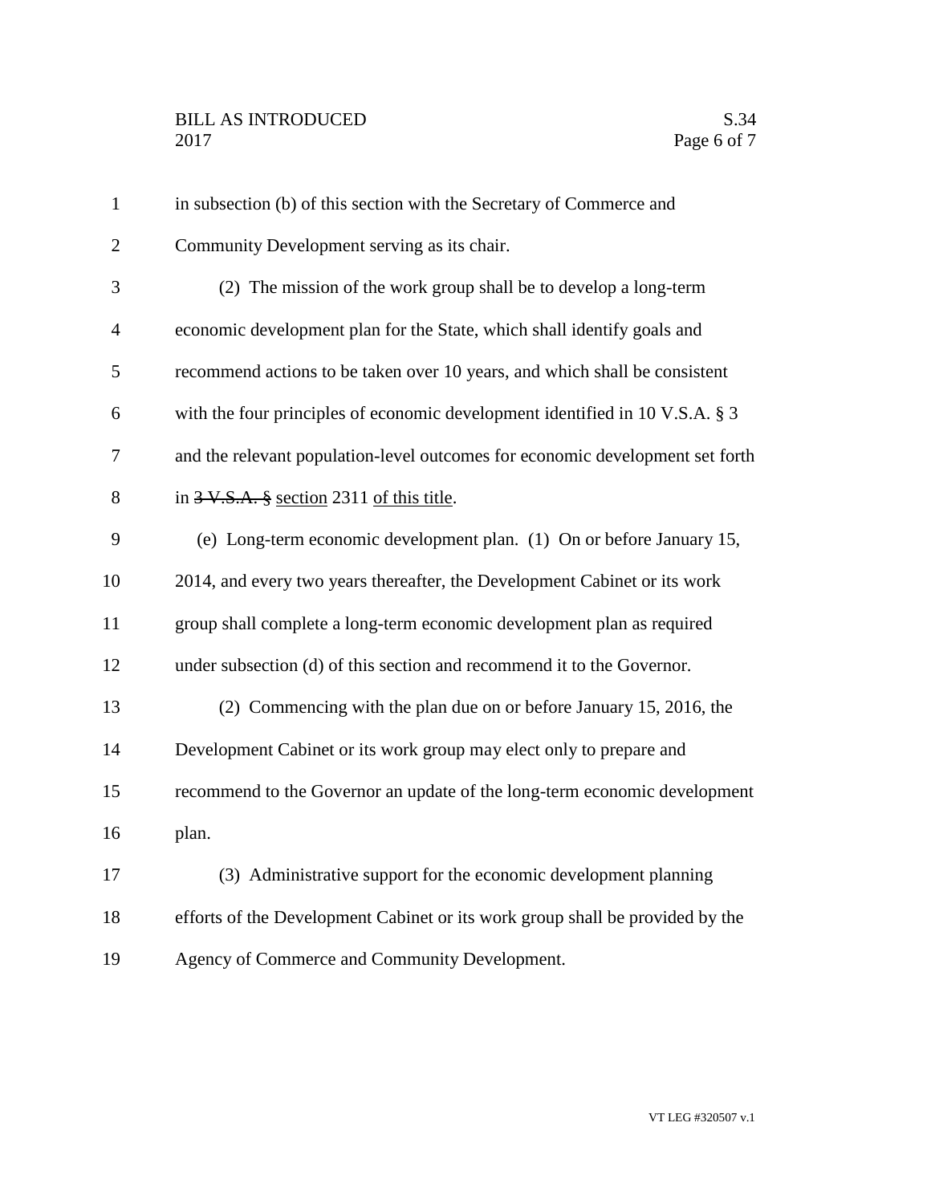in subsection (b) of this section with the Secretary of Commerce and Community Development serving as its chair.

(2) The mission of the work group shall be to develop a long-term economic development plan for the State, which shall identify goals and recommend actions to be taken over 10 years, and which shall be consistent with the four principles of economic development identified in 10 V.S.A. § 3 and the relevant population-level outcomes for economic development set forth in ~~3 V.S.A. §~~ section 2311 of this title.

(e) Long-term economic development plan. (1) On or before January 15, 2014, and every two years thereafter, the Development Cabinet or its work group shall complete a long-term economic development plan as required under subsection (d) of this section and recommend it to the Governor.

(2) Commencing with the plan due on or before January 15, 2016, the Development Cabinet or its work group may elect only to prepare and recommend to the Governor an update of the long-term economic development plan.

(3) Administrative support for the economic development planning efforts of the Development Cabinet or its work group shall be provided by the Agency of Commerce and Community Development.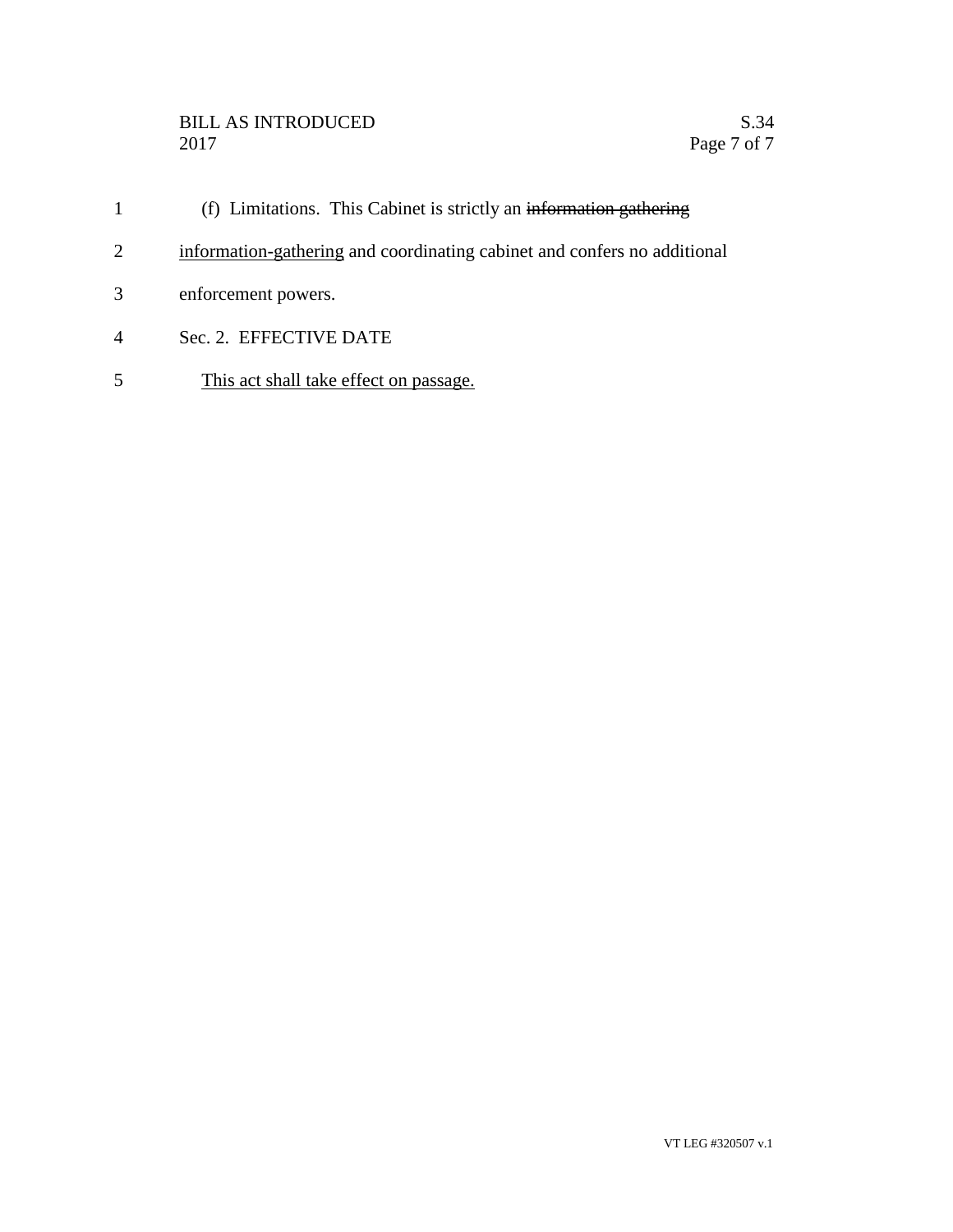(f) Limitations. This Cabinet is strictly an ~~information gathering~~ <u>information-gathering</u> and coordinating cabinet and confers no additional enforcement powers.

Sec. 2. EFFECTIVE DATE

<u>This act shall take effect on passage.</u>